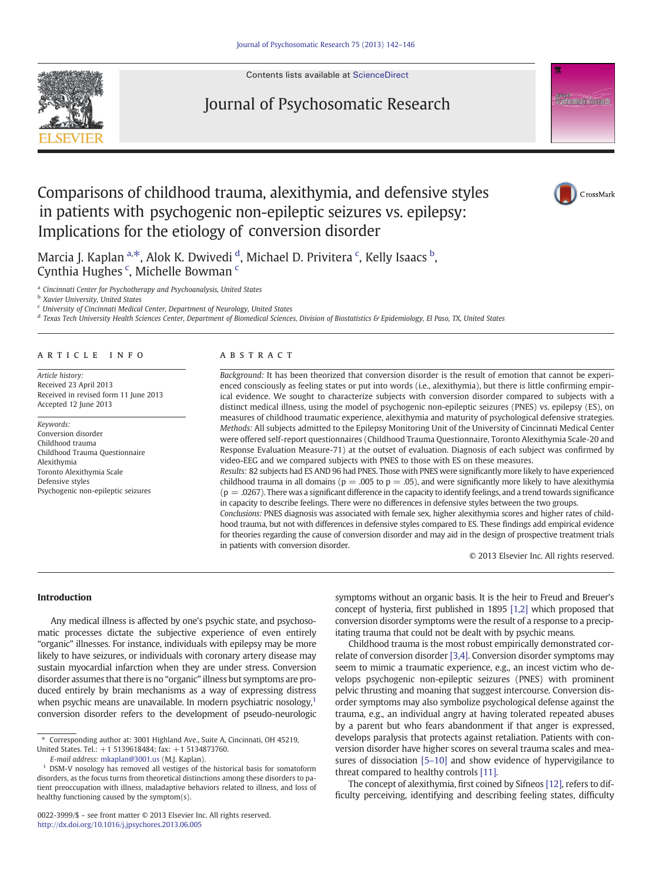# Comparisons of childhood trauma, alexithymia, and defensive styles in patients with psychogenic non-epileptic seizures vs. epilepsy: Implications for the etiology of conversion disorder

Marcia J. Kaplan [a,*], Alok K. Dwivedi [d], Michael D. Privitera [c], Kelly Isaacs [b], Cynthia Hughes [c], Michelle Bowman [c]

[a] Cincinnati Center for Psychotherapy and Psychoanalysis, United States
[b] Xavier University, United States
[c] University of Cincinnati Medical Center, Department of Neurology, United States
[d] Texas Tech University Health Sciences Center, Department of Biomedical Sciences, Division of Biostatistics & Epidemiology, El Paso, TX, United States

## ARTICLE INFO

*Article history:*
Received 23 April 2013
Received in revised form 11 June 2013
Accepted 12 June 2013

*Keywords:*
Conversion disorder
Childhood trauma
Childhood Trauma Questionnaire
Alexithymia
Toronto Alexithymia Scale
Defensive styles
Psychogenic non-epileptic seizures

## ABSTRACT

*Background:* It has been theorized that conversion disorder is the result of emotion that cannot be experienced consciously as feeling states or put into words (i.e., alexithymia), but there is little confirming empirical evidence. We sought to characterize subjects with conversion disorder compared to subjects with a distinct medical illness, using the model of psychogenic non-epileptic seizures (PNES) vs. epilepsy (ES), on measures of childhood traumatic experience, alexithymia and maturity of psychological defensive strategies.

*Methods:* All subjects admitted to the Epilepsy Monitoring Unit of the University of Cincinnati Medical Center were offered self-report questionnaires (Childhood Trauma Questionnaire, Toronto Alexithymia Scale-20 and Response Evaluation Measure-71) at the outset of evaluation. Diagnosis of each subject was confirmed by video-EEG and we compared subjects with PNES to those with ES on these measures.

*Results:* 82 subjects had ES AND 96 had PNES. Those with PNES were significantly more likely to have experienced childhood trauma in all domains ($p = .005$ to $p = .05$), and were significantly more likely to have alexithymia ($p = .0267$). There was a significant difference in the capacity to identify feelings, and a trend towards significance in capacity to describe feelings. There were no differences in defensive styles between the two groups.

*Conclusions:* PNES diagnosis was associated with female sex, higher alexithymia scores and higher rates of childhood trauma, but not with differences in defensive styles compared to ES. These findings add empirical evidence for theories regarding the cause of conversion disorder and may aid in the design of prospective treatment trials in patients with conversion disorder.

© 2013 Elsevier Inc. All rights reserved.

## Introduction

Any medical illness is affected by one's psychic state, and psychosomatic processes dictate the subjective experience of even entirely "organic" illnesses. For instance, individuals with epilepsy may be more likely to have seizures, or individuals with coronary artery disease may sustain myocardial infarction when they are under stress. Conversion disorder assumes that there is no "organic" illness but symptoms are produced entirely by brain mechanisms as a way of expressing distress when psychic means are unavailable. In modern psychiatric nosology,[1] conversion disorder refers to the development of pseudo-neurologic symptoms without an organic basis. It is the heir to Freud and Breuer's concept of hysteria, first published in 1895 [1,2] which proposed that conversion disorder symptoms were the result of a response to a precipitating trauma that could not be dealt with by psychic means.

Childhood trauma is the most robust empirically demonstrated correlate of conversion disorder [3,4]. Conversion disorder symptoms may seem to mimic a traumatic experience, e.g., an incest victim who develops psychogenic non-epileptic seizures (PNES) with prominent pelvic thrusting and moaning that suggest intercourse. Conversion disorder symptoms may also symbolize psychological defense against the trauma, e.g., an individual angry at having tolerated repeated abuses by a parent but who fears abandonment if that anger is expressed, develops paralysis that protects against retaliation. Patients with conversion disorder have higher scores on several trauma scales and measures of dissociation [5–10] and show evidence of hypervigilance to threat compared to healthy controls [11].

The concept of alexithymia, first coined by Sifneos [12], refers to difficulty perceiving, identifying and describing feeling states, difficulty

* Corresponding author at: 3001 Highland Ave., Suite A, Cincinnati, OH 45219, United States. Tel.: +1 5139618484; fax: +1 5134873760.
*E-mail address:* mkaplan@3001.us (M.J. Kaplan).

[1] DSM-V nosology has removed all vestiges of the historical basis for somatoform disorders, as the focus turns from theoretical distinctions among these disorders to patient preoccupation with illness, maladaptive behaviors related to illness, and loss of healthy functioning caused by the symptom(s).

0022-3999/$ – see front matter © 2013 Elsevier Inc. All rights reserved.
http://dx.doi.org/10.1016/j.jpsychores.2013.06.005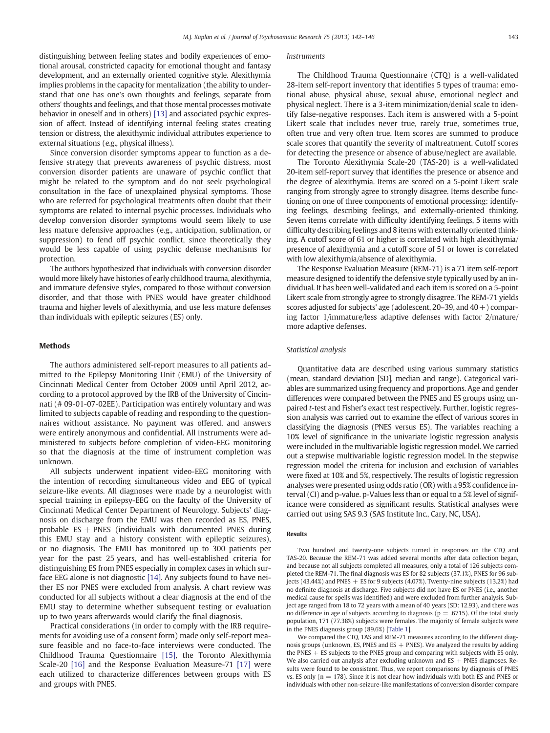distinguishing between feeling states and bodily experiences of emotional arousal, constricted capacity for emotional thought and fantasy development, and an externally oriented cognitive style. Alexithymia implies problems in the capacity for mentalization (the ability to understand that one has one's own thoughts and feelings, separate from others' thoughts and feelings, and that those mental processes motivate behavior in oneself and in others) [13] and associated psychic expression of affect. Instead of identifying internal feeling states creating tension or distress, the alexithymic individual attributes experience to external situations (e.g., physical illness).

Since conversion disorder symptoms appear to function as a defensive strategy that prevents awareness of psychic distress, most conversion disorder patients are unaware of psychic conflict that might be related to the symptom and do not seek psychological consultation in the face of unexplained physical symptoms. Those who are referred for psychological treatments often doubt that their symptoms are related to internal psychic processes. Individuals who develop conversion disorder symptoms would seem likely to use less mature defensive approaches (e.g., anticipation, sublimation, or suppression) to fend off psychic conflict, since theoretically they would be less capable of using psychic defense mechanisms for protection.

The authors hypothesized that individuals with conversion disorder would more likely have histories of early childhood trauma, alexithymia, and immature defensive styles, compared to those without conversion disorder, and that those with PNES would have greater childhood trauma and higher levels of alexithymia, and use less mature defenses than individuals with epileptic seizures (ES) only.

## Methods

The authors administered self-report measures to all patients admitted to the Epilepsy Monitoring Unit (EMU) of the University of Cincinnati Medical Center from October 2009 until April 2012, according to a protocol approved by the IRB of the University of Cincinnati (# 09-01-07-02EE). Participation was entirely voluntary and was limited to subjects capable of reading and responding to the questionnaires without assistance. No payment was offered, and answers were entirely anonymous and confidential. All instruments were administered to subjects before completion of video-EEG monitoring so that the diagnosis at the time of instrument completion was unknown.

All subjects underwent inpatient video-EEG monitoring with the intention of recording simultaneous video and EEG of typical seizure-like events. All diagnoses were made by a neurologist with special training in epilepsy-EEG on the faculty of the University of Cincinnati Medical Center Department of Neurology. Subjects' diagnosis on discharge from the EMU was then recorded as ES, PNES, probable ES + PNES (individuals with documented PNES during this EMU stay and a history consistent with epileptic seizures), or no diagnosis. The EMU has monitored up to 300 patients per year for the past 25 years, and has well-established criteria for distinguishing ES from PNES especially in complex cases in which surface EEG alone is not diagnostic [14]. Any subjects found to have neither ES nor PNES were excluded from analysis. A chart review was conducted for all subjects without a clear diagnosis at the end of the EMU stay to determine whether subsequent testing or evaluation up to two years afterwards would clarify the final diagnosis.

Practical considerations (in order to comply with the IRB requirements for avoiding use of a consent form) made only self-report measure feasible and no face-to-face interviews were conducted. The Childhood Trauma Questionnaire [15], the Toronto Alexithymia Scale-20 [16] and the Response Evaluation Measure-71 [17] were each utilized to characterize differences between groups with ES and groups with PNES.

### Instruments

The Childhood Trauma Questionnaire (CTQ) is a well-validated 28-item self-report inventory that identifies 5 types of trauma: emotional abuse, physical abuse, sexual abuse, emotional neglect and physical neglect. There is a 3-item minimization/denial scale to identify false-negative responses. Each item is answered with a 5-point Likert scale that includes never true, rarely true, sometimes true, often true and very often true. Item scores are summed to produce scale scores that quantify the severity of maltreatment. Cutoff scores for detecting the presence or absence of abuse/neglect are available.

The Toronto Alexithymia Scale-20 (TAS-20) is a well-validated 20-item self-report survey that identifies the presence or absence and the degree of alexithymia. Items are scored on a 5-point Likert scale ranging from strongly agree to strongly disagree. Items describe functioning on one of three components of emotional processing: identifying feelings, describing feelings, and externally-oriented thinking. Seven items correlate with difficulty identifying feelings, 5 items with difficulty describing feelings and 8 items with externally oriented thinking. A cutoff score of 61 or higher is correlated with high alexithymia/presence of alexithymia and a cutoff score of 51 or lower is correlated with low alexithymia/absence of alexithymia.

The Response Evaluation Measure (REM-71) is a 71 item self-report measure designed to identify the defensive style typically used by an individual. It has been well-validated and each item is scored on a 5-point Likert scale from strongly agree to strongly disagree. The REM-71 yields scores adjusted for subjects' age (adolescent, 20–39, and 40+) comparing factor 1/immature/less adaptive defenses with factor 2/mature/more adaptive defenses.

### Statistical analysis

Quantitative data are described using various summary statistics (mean, standard deviation [SD], median and range). Categorical variables are summarized using frequency and proportions. Age and gender differences were compared between the PNES and ES groups using unpaired *t*-test and Fisher's exact test respectively. Further, logistic regression analysis was carried out to examine the effect of various scores in classifying the diagnosis (PNES versus ES). The variables reaching a 10% level of significance in the univariate logistic regression analysis were included in the multivariable logistic regression model. We carried out a stepwise multivariable logistic regression model. In the stepwise regression model the criteria for inclusion and exclusion of variables were fixed at 10% and 5%, respectively. The results of logistic regression analyses were presented using odds ratio (OR) with a 95% confidence interval (CI) and p-value. p-Values less than or equal to a 5% level of significance were considered as significant results. Statistical analyses were carried out using SAS 9.3 (SAS Institute Inc., Cary, NC, USA).

### Results

Two hundred and twenty-one subjects turned in responses on the CTQ and TAS-20. Because the REM-71 was added several months after data collection began, and because not all subjects completed all measures, only a total of 126 subjects completed the REM-71. The final diagnosis was ES for 82 subjects (37.1%), PNES for 96 subjects (43.44%) and PNES + ES for 9 subjects (4.07%). Twenty-nine subjects (13.2%) had no definite diagnosis at discharge. Five subjects did not have ES or PNES (i.e., another medical cause for spells was identified) and were excluded from further analysis. Subject age ranged from 18 to 72 years with a mean of 40 years (SD: 12.93), and there was no difference in age of subjects according to diagnosis ($p = .6715$). Of the total study population, 171 (77.38%) subjects were females. The majority of female subjects were in the PNES diagnosis group (89.6%) [Table 1].

We compared the CTQ, TAS and REM-71 measures according to the different diagnosis groups (unknown, ES, PNES and ES + PNES). We analyzed the results by adding the PNES + ES subjects to the PNES group and comparing with subjects with ES only. We also carried out analysis after excluding unknown and ES + PNES diagnoses. Results were found to be consistent. Thus, we report comparisons by diagnosis of PNES vs. ES only ($n = 178$). Since it is not clear how individuals with both ES and PNES or individuals with other non-seizure-like manifestations of conversion disorder compare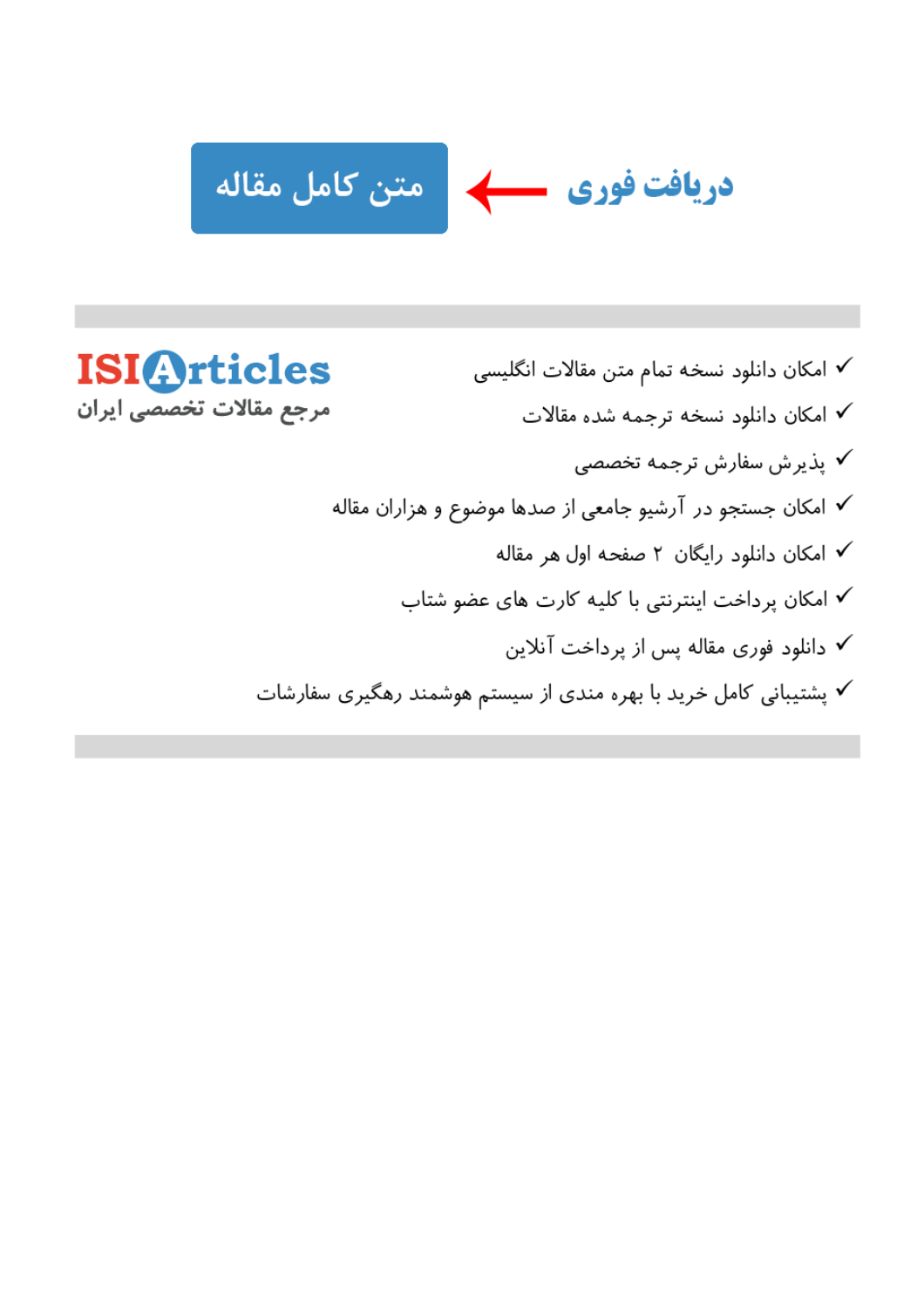دریافت فوری ← متن کامل مقاله

**ISIArticles**
مرجع مقالات تخصصی ایران

- ✓ امکان دانلود نسخه تمام متن مقالات انگلیسی
- ✓ امکان دانلود نسخه ترجمه شده مقالات
- ✓ پذیرش سفارش ترجمه تخصصی
- ✓ امکان جستجو در آرشیو جامعی از صدها موضوع و هزاران مقاله
- ✓ امکان دانلود رایگان ۲ صفحه اول هر مقاله
- ✓ امکان پرداخت اینترنتی با کلیه کارت های عضو شتاب
- ✓ دانلود فوری مقاله پس از پرداخت آنلاین
- ✓ پشتیبانی کامل خرید با بهره مندی از سیستم هوشمند رهگیری سفارشات